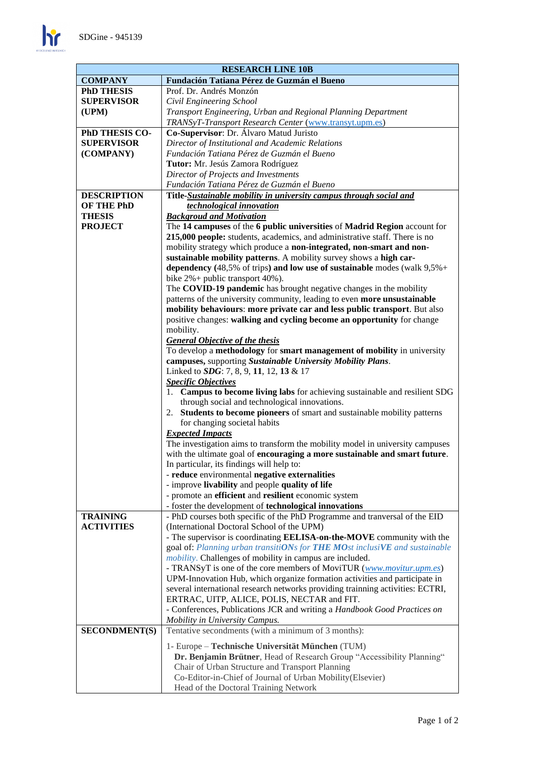| RESEARCH LINE 10B | |
|---|---|
| **COMPANY** | **Fundación Tatiana Pérez de Guzmán el Bueno** |
| **PhD THESIS SUPERVISOR (UPM)** | Prof. Dr. Andrés Monzón<br>*Civil Engineering School*<br>*Transport Engineering, Urban and Regional Planning Department*<br>*TRANSyT-Transport Research Center* (www.transyt.upm.es) |
| **PhD THESIS CO-SUPERVISOR (COMPANY)** | **Co-Supervisor**: Dr. Álvaro Matud Juristo<br>*Director of Institutional and Academic Relations*<br>*Fundación Tatiana Pérez de Guzmán el Bueno*<br>**Tutor:** Mr. Jesús Zamora Rodríguez<br>*Director of Projects and Investments*<br>*Fundación Tatiana Pérez de Guzmán el Bueno* |
| **DESCRIPTION OF THE PhD THESIS PROJECT** | **Title-*Sustainable mobility in university campus through social and technological innovation***<br>***Backgroud and Motivation***<br>The **14 campuses** of the **6 public universities** of **Madrid Region** account for **215,000 people:** students, academics, and administrative staff. There is no mobility strategy which produce a **non-integrated, non-smart and non-sustainable mobility patterns**. A mobility survey shows a **high car-dependency (**48,5% of trips**) and low use of sustainable** modes (walk 9,5%+ bike 2%+ public transport 40%).<br>The **COVID-19 pandemic** has brought negative changes in the mobility patterns of the university community, leading to even **more unsustainable mobility behaviours**: **more private car and less public transport**. But also positive changes: **walking and cycling become an opportunity** for change mobility.<br>***General Objective of the thesis***<br>To develop a **methodology** for **smart management of mobility** in university **campuses,** supporting ***Sustainable University Mobility Plans***.<br>Linked to ***SDG***: 7, 8, 9, **11**, 12, **13** & 17<br>***Specific Objectives***<br>1. **Campus to become living labs** for achieving sustainable and resilient SDG through social and technological innovations.<br>2. **Students to become pioneers** of smart and sustainable mobility patterns for changing societal habits<br>***Expected Impacts***<br>The investigation aims to transform the mobility model in university campuses with the ultimate goal of **encouraging a more sustainable and smart future**. In particular, its findings will help to:<br>- **reduce** environmental **negative externalities**<br>- improve **livability** and people **quality of life**<br>- promote an **efficient** and **resilient** economic system<br>- foster the development of **technological innovations** |
| **TRAINING ACTIVITIES** | - PhD courses both specific of the PhD Programme and tranversal of the EID (International Doctoral School of the UPM)<br>- The supervisor is coordinating **EELISA-on-the-MOVE** community with the goal of: *Planning urban transitiONs for THE MOst inclusiVE and sustainable mobility*. Challenges of mobility in campus are included.<br>- TRANSyT is one of the core members of MoviTUR (*www.movitur.upm.es*) UPM-Innovation Hub, which organize formation activities and participate in several international research networks providing trainning activities: ECTRI, ERTRAC, UITP, ALICE, POLIS, NECTAR and FIT.<br>- Conferences, Publications JCR and writing a *Handbook Good Practices on Mobility in University Campus.* |
| **SECONDMENT(S)** | Tentative secondments (with a minimum of 3 months):<br>1- Europe – **Technische Universität München** (TUM)<br>**Dr. Benjamin Brütner**, Head of Research Group "Accessibility Planning"<br>Chair of Urban Structure and Transport Planning<br>Co-Editor-in-Chief of Journal of Urban Mobility(Elsevier)<br>Head of the Doctoral Training Network |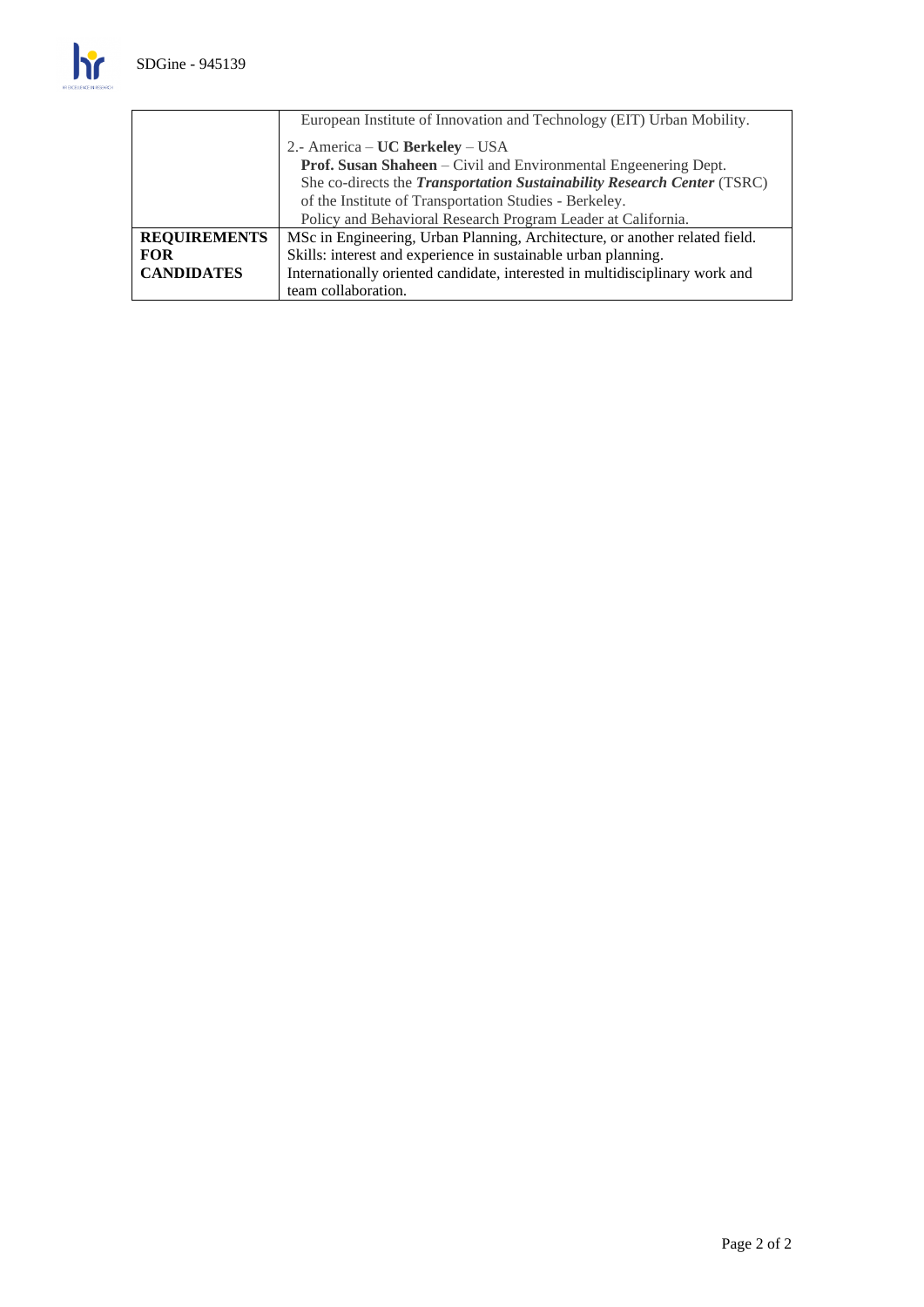| | |
|---|---|
| | European Institute of Innovation and Technology (EIT) Urban Mobility.<br><br>2.- America – **UC Berkeley** – USA<br>**Prof. Susan Shaheen** – Civil and Environmental Engeenering Dept.<br>She co-directs the ***Transportation Sustainability Research Center*** (TSRC) of the Institute of Transportation Studies - Berkeley.<br>Policy and Behavioral Research Program Leader at California. |
| **REQUIREMENTS FOR CANDIDATES** | MSc in Engineering, Urban Planning, Architecture, or another related field.<br>Skills: interest and experience in sustainable urban planning.<br>Internationally oriented candidate, interested in multidisciplinary work and team collaboration. |